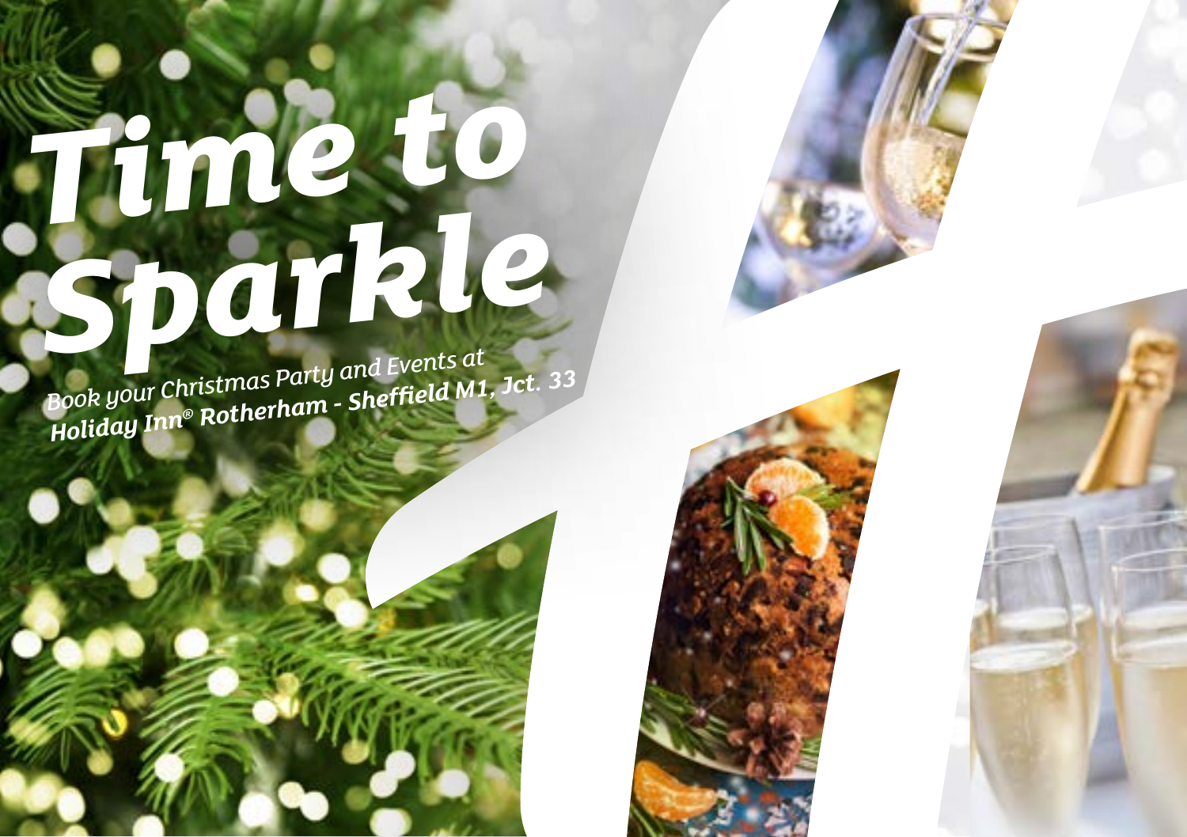# Time to Sparkle

*Book your Christmas Party and Events at*
***Holiday Inn® Rotherham - Sheffield M1, Jct. 33***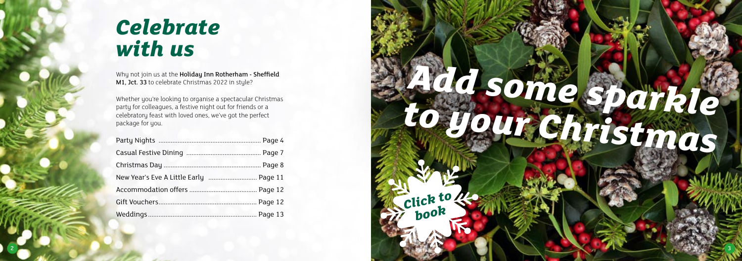# Celebrate with us

Why not join us at the **Holiday Inn Rotherham - Sheffield M1, Jct. 33** to celebrate Christmas 2022 in style?

Whether you're looking to organise a spectacular Christmas party for colleagues, a festive night out for friends or a celebratory feast with loved ones, we've got the perfect package for you.

| | |
|---|---|
| Party Nights | Page 4 |
| Casual Festive Dining | Page 7 |
| Christmas Day | Page 8 |
| New Year's Eve A Little Early | Page 11 |
| Accommodation offers | Page 12 |
| Gift Vouchers | Page 12 |
| Weddings | Page 13 |

# Add some sparkle to your Christmas

Click to book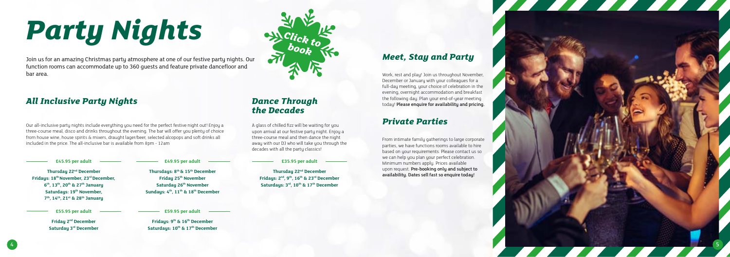# Party Nights

Join us for an amazing Christmas party atmosphere at one of our festive party nights. Our function rooms can accommodate up to 360 guests and feature private dancefloor and bar area.

Click to book

## All Inclusive Party Nights

Our all-inclusive party nights include everything you need for the perfect festive night out! Enjoy a three-course meal, disco and drinks throughout the evening. The bar will offer you plenty of choice from house wine, house spirits & mixers, draught lager/beer, selected alcopops and soft drinks all included in the price. The all-inclusive bar is available from 8pm - 12am

**£45.95 per adult**

**Thursday 22nd December**
**Fridays: 18th November, 23rd December, 6th, 13th, 20th & 27th January**
**Saturdays: 19th November, 7th, 14th, 21st & 28th January**

**£49.95 per adult**

**Thursdays: 8th & 15th December**
**Friday 25th November**
**Saturday 26th November**
**Sundays: 4th, 11th & 18th December**

**£55.95 per adult**

**Friday 2nd December**
**Saturday 3rd December**

**£59.95 per adult**

**Fridays: 9th & 16th December**
**Saturdays: 10th & 17th December**

## Dance Through the Decades

A glass of chilled fizz will be waiting for you upon arrival at our festive party night. Enjoy a three-course meal and then dance the night away with our DJ who will take you through the decades with all the party classics!

**£35.95 per adult**

**Thursday 22nd December**
**Fridays: 2nd, 9th, 16th & 23rd December**
**Saturdays: 3rd, 10th & 17th December**

## Meet, Stay and Party

Work, rest and play! Join us throughout November, December or January with your colleagues for a full-day meeting, your choice of celebration in the evening, overnight accommodation and breakfast the following day. Plan your end-of-year meeting today! **Please enquire for availability and pricing.**

## Private Parties

From intimate family gatherings to large corporate parties, we have functions rooms available to hire based on your requirements. Please contact us so we can help you plan your perfect celebration. Minimum numbers apply. Prices available upon request. **Pre-booking only and subject to availability. Dates sell fast so enquire today!**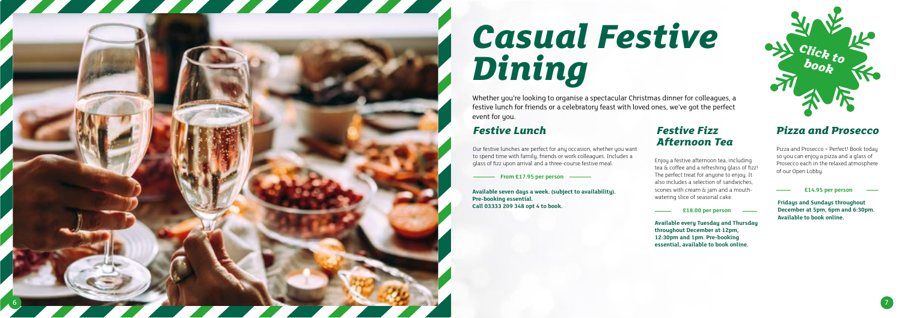# Casual Festive Dining

Whether you're looking to organise a spectacular Christmas dinner for colleagues, a festive lunch for friends or a celebratory feast with loved ones, we've got the perfect event for you.

Click to book

## Festive Lunch

Our festive lunches are perfect for any occasion, whether you want to spend time with family, friends or work colleagues. Includes a glass of fizz upon arrival and a three-course festive meal.

**From £17.95 per person**

**Available seven days a week. (subject to availability). Pre-booking essential. Call 03333 209 348 opt 4 to book.**

## Festive Fizz Afternoon Tea

Enjoy a festive afternoon tea, including tea & coffee and a refreshing glass of fizz! The perfect treat for anyone to enjoy. It also includes a selection of sandwiches, scones with cream & jam and a mouth-watering slice of seasonal cake.

**£18.00 per person**

**Available every Tuesday and Thursday throughout December at 12pm, 12:30pm and 1pm. Pre-booking essential, available to book online.**

## Pizza and Prosecco

Pizza and Prosecco = Perfect! Book today so you can enjoy a pizza and a glass of Prosecco each in the relaxed atmosphere of our Open Lobby.

**£14.95 per person**

**Fridays and Sundays throughout December at 5pm, 6pm and 6:30pm. Available to book online.**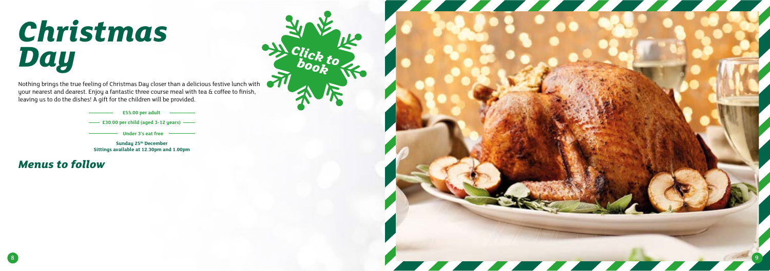# *Christmas Day*

Click to book

Nothing brings the true feeling of Christmas Day closer than a delicious festive lunch with your nearest and dearest. Enjoy a fantastic three course meal with tea & coffee to finish, leaving us to do the dishes! A gift for the children will be provided.

**£55.00 per adult**

**£30.00 per child (aged 3-12 years)**

**Under 3's eat free**

**Sunday 25th December**
**Sittings available at 12.30pm and 1.00pm**

## *Menus to follow*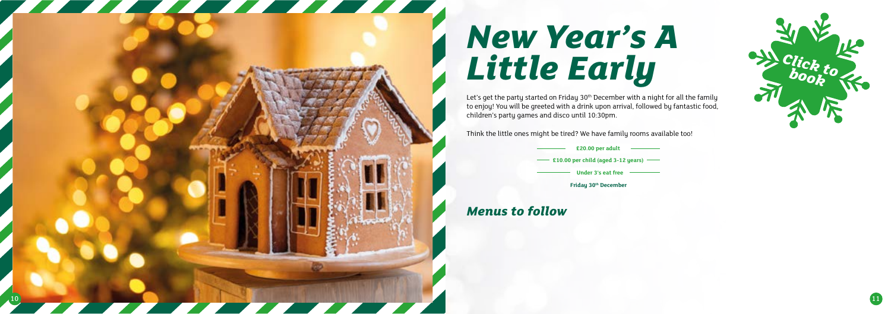# New Year's A Little Early

Let's get the party started on Friday 30th December with a night for all the family to enjoy! You will be greeted with a drink upon arrival, followed by fantastic food, children's party games and disco until 10:30pm.

Think the little ones might be tired? We have family rooms available too!

**£20.00 per adult**

**£10.00 per child (aged 3-12 years)**

**Under 3's eat free**

**Friday 30th December**

Click to book

## *Menus to follow*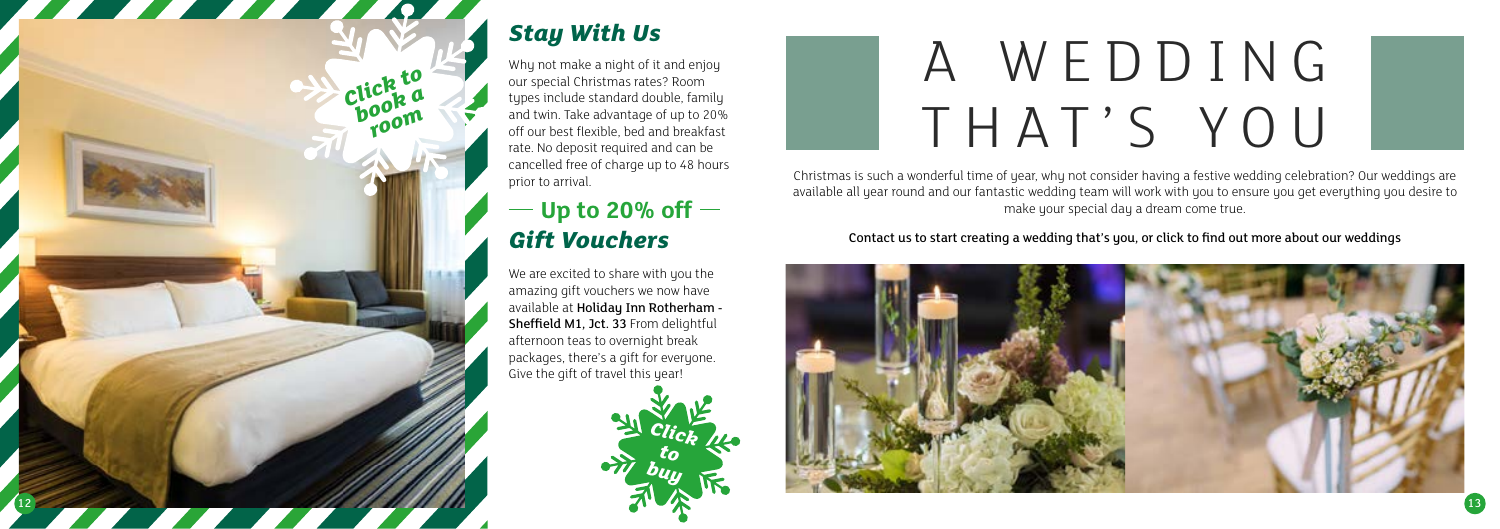*Click to book a room*

## *Stay With Us*

Why not make a night of it and enjoy our special Christmas rates? Room types include standard double, family and twin. Take advantage of up to 20% off our best flexible, bed and breakfast rate. No deposit required and can be cancelled free of charge up to 48 hours prior to arrival.

## — Up to 20% off —
## *Gift Vouchers*

We are excited to share with you the amazing gift vouchers we now have available at **Holiday Inn Rotherham - Sheffield M1, Jct. 33** From delightful afternoon teas to overnight break packages, there's a gift for everyone. Give the gift of travel this year!

*Click to buy*

# A WEDDING THAT'S YOU

Christmas is such a wonderful time of year, why not consider having a festive wedding celebration? Our weddings are available all year round and our fantastic wedding team will work with you to ensure you get everything you desire to make your special day a dream come true.

Contact us to start creating a wedding that's you, or click to find out more about our weddings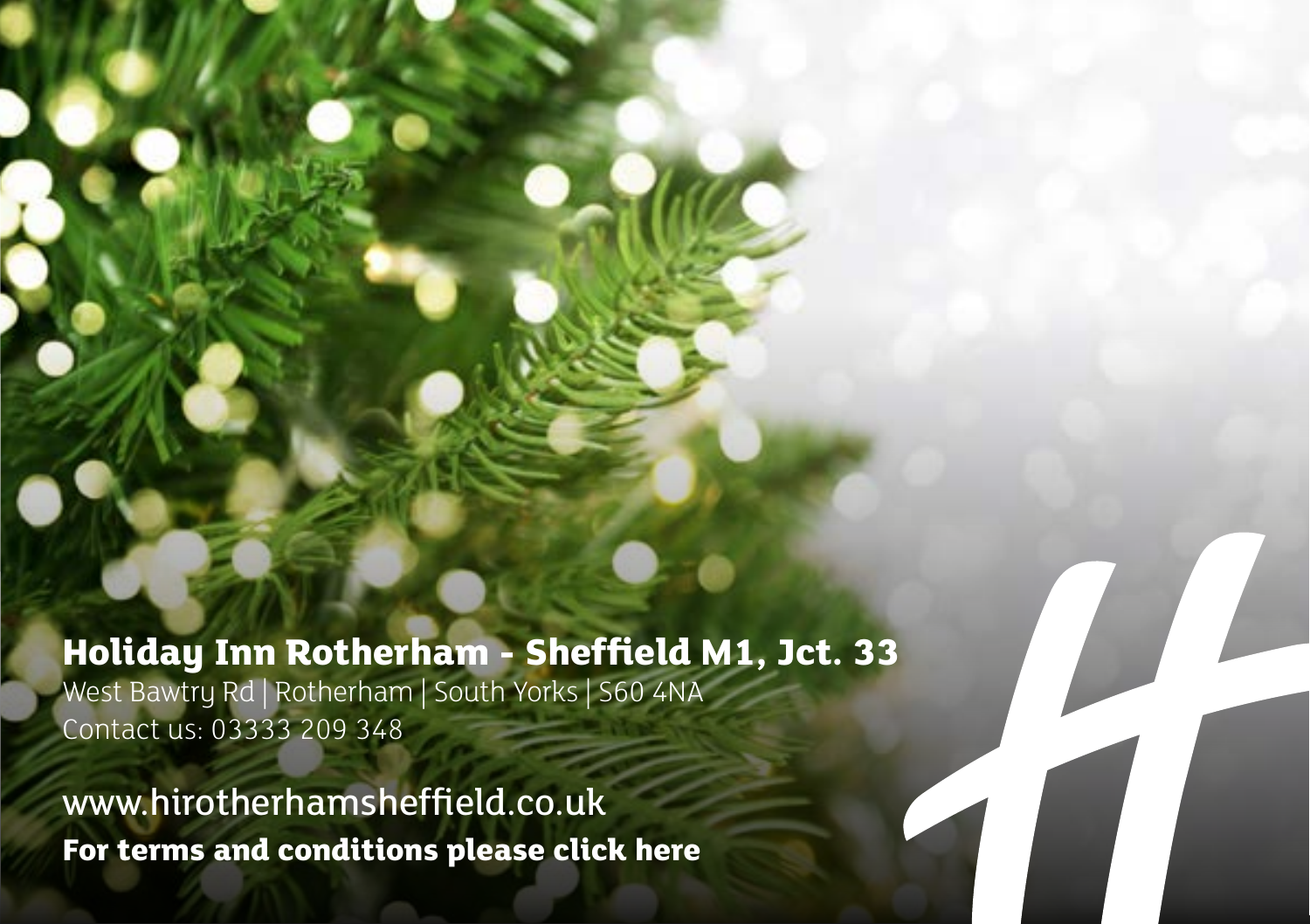**Holiday Inn Rotherham - Sheffield M1, Jct. 33**

West Bawtry Rd | Rotherham | South Yorks | S60 4NA

Contact us: 03333 209 348

www.hirotherhamsheffield.co.uk

**For terms and conditions please click here**